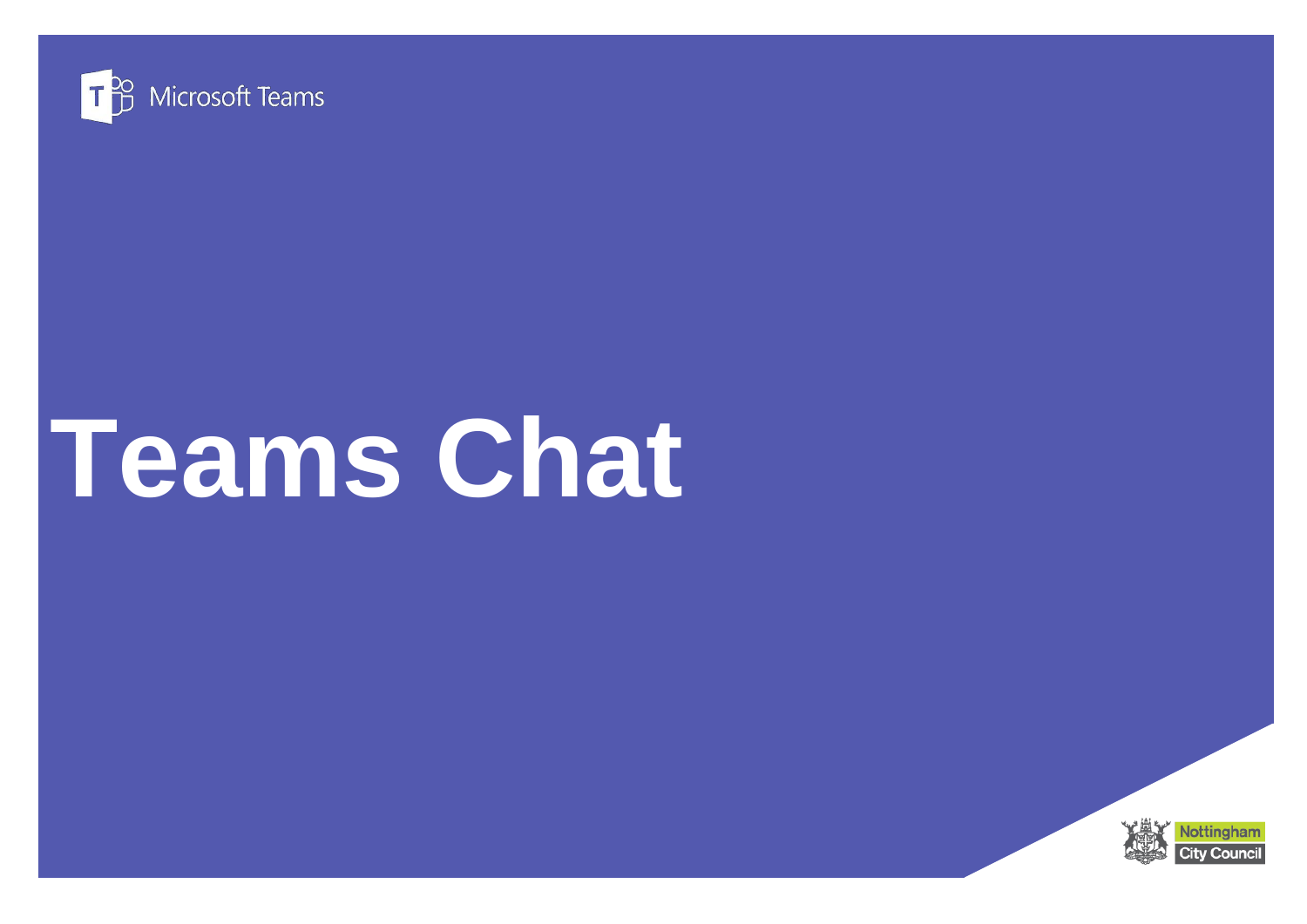Microsoft Teams

# Teams Chat

Nottingham City Council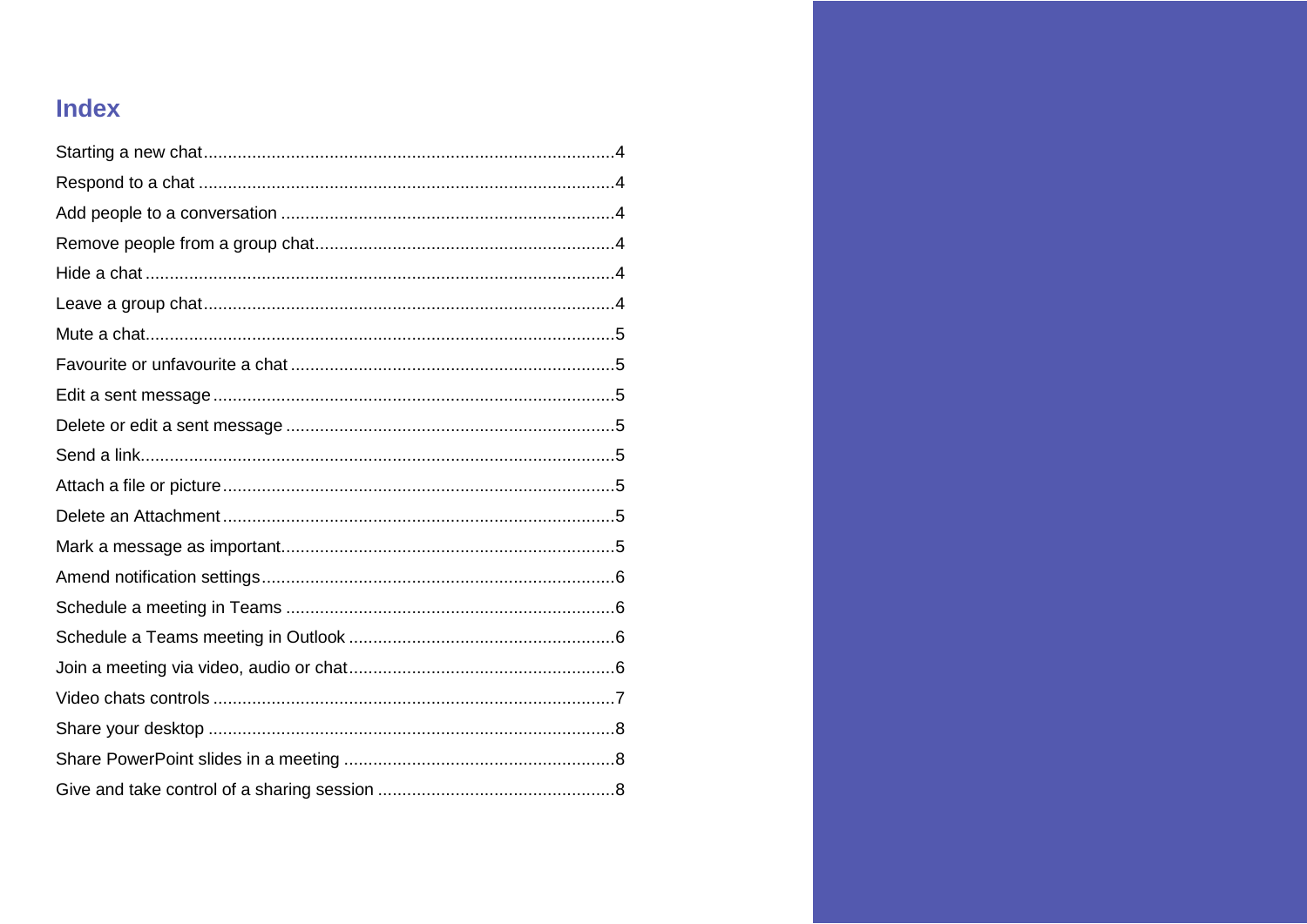# Index

| Topic | Page |
| --- | --- |
| Starting a new chat | 4 |
| Respond to a chat | 4 |
| Add people to a conversation | 4 |
| Remove people from a group chat | 4 |
| Hide a chat | 4 |
| Leave a group chat | 4 |
| Mute a chat | 5 |
| Favourite or unfavourite a chat | 5 |
| Edit a sent message | 5 |
| Delete or edit a sent message | 5 |
| Send a link | 5 |
| Attach a file or picture | 5 |
| Delete an Attachment | 5 |
| Mark a message as important | 5 |
| Amend notification settings | 6 |
| Schedule a meeting in Teams | 6 |
| Schedule a Teams meeting in Outlook | 6 |
| Join a meeting via video, audio or chat | 6 |
| Video chats controls | 7 |
| Share your desktop | 8 |
| Share PowerPoint slides in a meeting | 8 |
| Give and take control of a sharing session | 8 |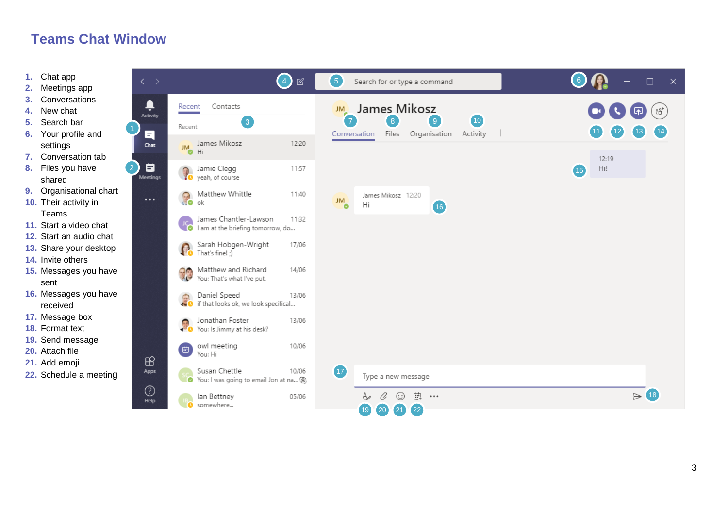# Teams Chat Window

1. Chat app
2. Meetings app
3. Conversations
4. New chat
5. Search bar
6. Your profile and settings
7. Conversation tab
8. Files you have shared
9. Organisational chart
10. Their activity in Teams
11. Start a video chat
12. Start an audio chat
13. Share your desktop
14. Invite others
15. Messages you have sent
16. Messages you have received
17. Message box
18. Format text
19. Send message
20. Attach file
21. Add emoji
22. Schedule a meeting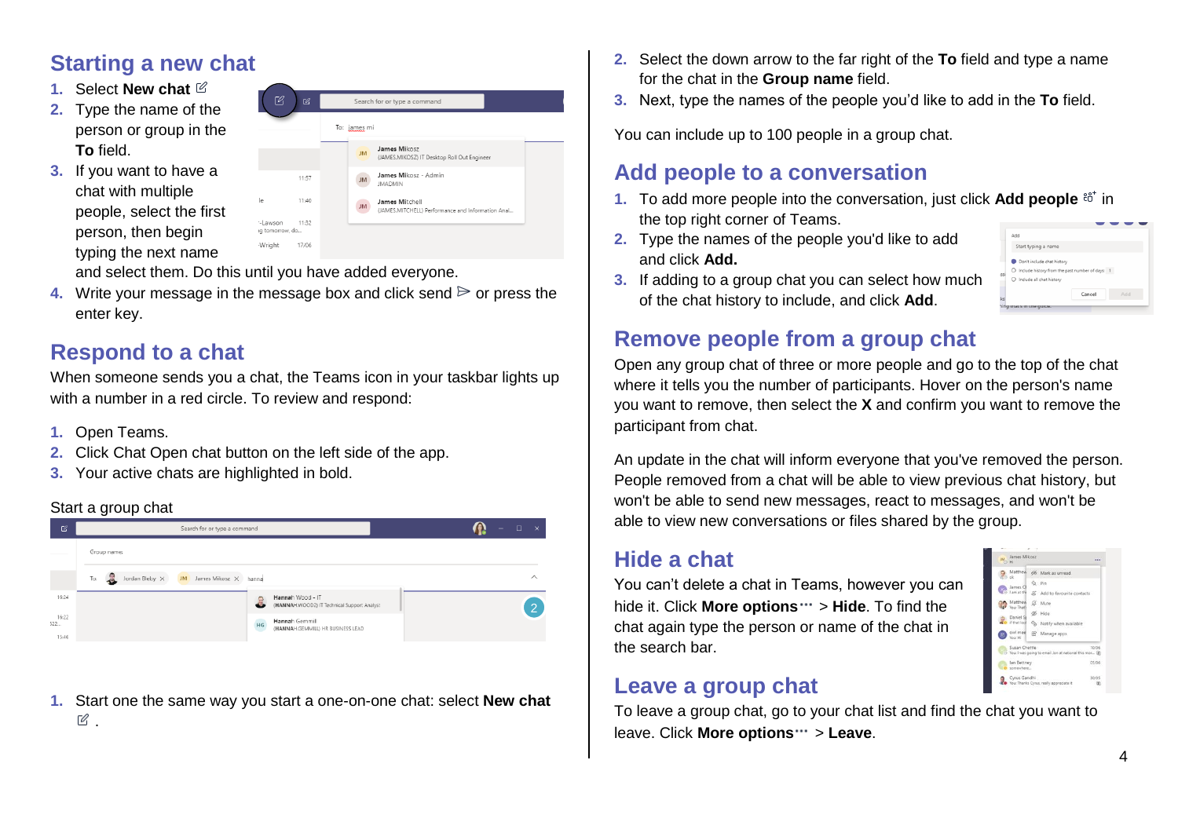## Starting a new chat

1. Select **New chat**
2. Type the name of the person or group in the **To** field.
3. If you want to have a chat with multiple people, select the first person, then begin typing the next name and select them. Do this until you have added everyone.
4. Write your message in the message box and click send or press the enter key.

## Respond to a chat

When someone sends you a chat, the Teams icon in your taskbar lights up with a number in a red circle. To review and respond:

1. Open Teams.
2. Click Chat Open chat button on the left side of the app.
3. Your active chats are highlighted in bold.

Start a group chat

1. Start one the same way you start a one-on-one chat: select **New chat** .
2. Select the down arrow to the far right of the **To** field and type a name for the chat in the **Group name** field.
3. Next, type the names of the people you'd like to add in the **To** field.

You can include up to 100 people in a group chat.

## Add people to a conversation

1. To add more people into the conversation, just click **Add people** in the top right corner of Teams.
2. Type the names of the people you'd like to add and click **Add.**
3. If adding to a group chat you can select how much of the chat history to include, and click **Add**.

## Remove people from a group chat

Open any group chat of three or more people and go to the top of the chat where it tells you the number of participants. Hover on the person's name you want to remove, then select the **X** and confirm you want to remove the participant from chat.

An update in the chat will inform everyone that you've removed the person. People removed from a chat will be able to view previous chat history, but won't be able to send new messages, react to messages, and won't be able to view new conversations or files shared by the group.

## Hide a chat

You can't delete a chat in Teams, however you can hide it. Click **More options** > **Hide**. To find the chat again type the person or name of the chat in the search bar.

## Leave a group chat

To leave a group chat, go to your chat list and find the chat you want to leave. Click **More options** > **Leave**.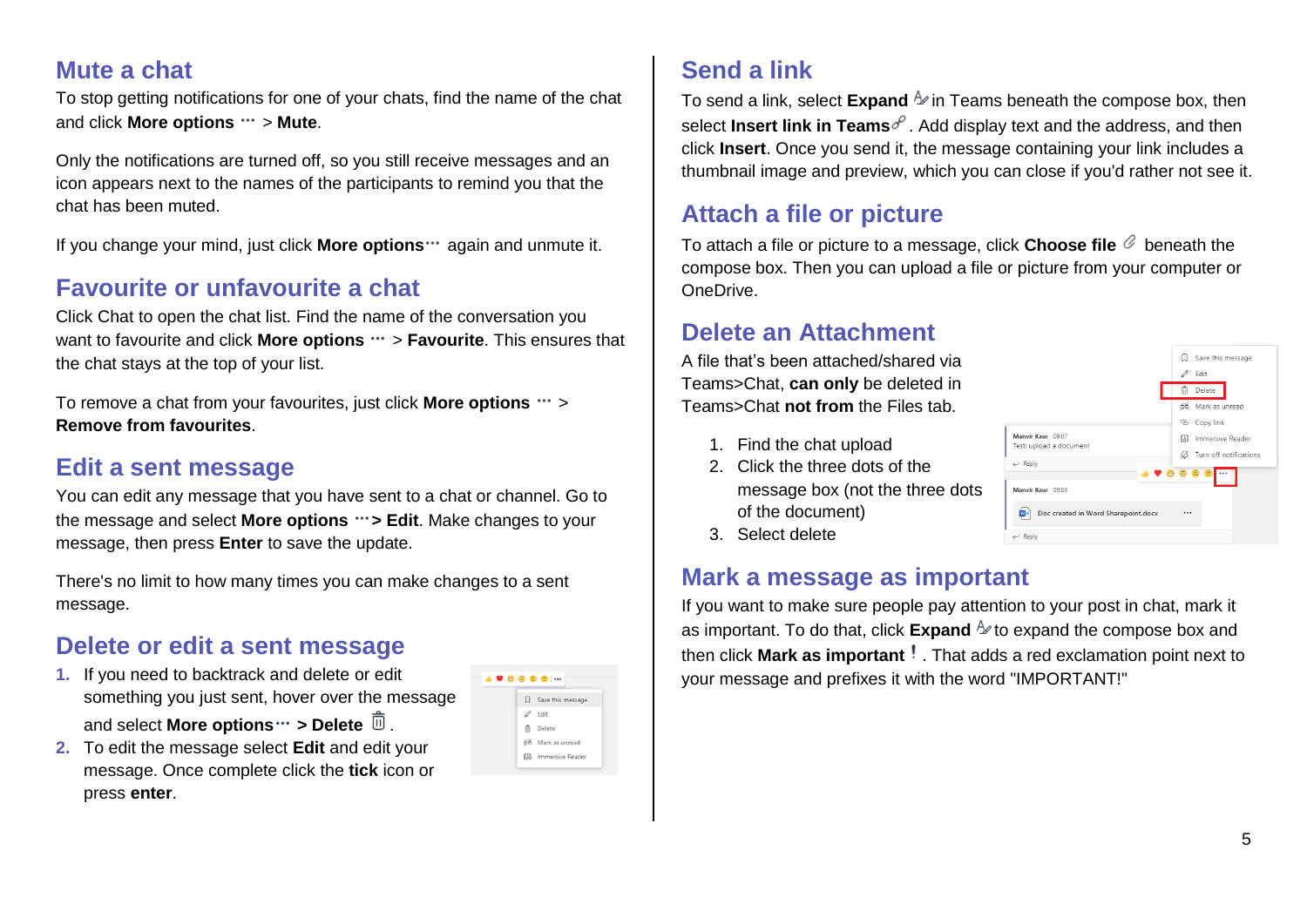## Mute a chat

To stop getting notifications for one of your chats, find the name of the chat and click **More options** ··· > **Mute**.

Only the notifications are turned off, so you still receive messages and an icon appears next to the names of the participants to remind you that the chat has been muted.

If you change your mind, just click **More options**··· again and unmute it.

## Favourite or unfavourite a chat

Click Chat to open the chat list. Find the name of the conversation you want to favourite and click **More options** ··· > **Favourite**. This ensures that the chat stays at the top of your list.

To remove a chat from your favourites, just click **More options** ··· > **Remove from favourites**.

## Edit a sent message

You can edit any message that you have sent to a chat or channel. Go to the message and select **More options** ···**> Edit**. Make changes to your message, then press **Enter** to save the update.

There's no limit to how many times you can make changes to a sent message.

## Delete or edit a sent message

1. If you need to backtrack and delete or edit something you just sent, hover over the message and select **More options**··· **> Delete** .
2. To edit the message select **Edit** and edit your message. Once complete click the **tick** icon or press **enter**.

## Send a link

To send a link, select **Expand** in Teams beneath the compose box, then select **Insert link in Teams**. Add display text and the address, and then click **Insert**. Once you send it, the message containing your link includes a thumbnail image and preview, which you can close if you'd rather not see it.

## Attach a file or picture

To attach a file or picture to a message, click **Choose file** beneath the compose box. Then you can upload a file or picture from your computer or OneDrive.

## Delete an Attachment

A file that's been attached/shared via Teams>Chat, **can only** be deleted in Teams>Chat **not from** the Files tab.

1. Find the chat upload
2. Click the three dots of the message box (not the three dots of the document)
3. Select delete

## Mark a message as important

If you want to make sure people pay attention to your post in chat, mark it as important. To do that, click **Expand** to expand the compose box and then click **Mark as important** ! . That adds a red exclamation point next to your message and prefixes it with the word "IMPORTANT!"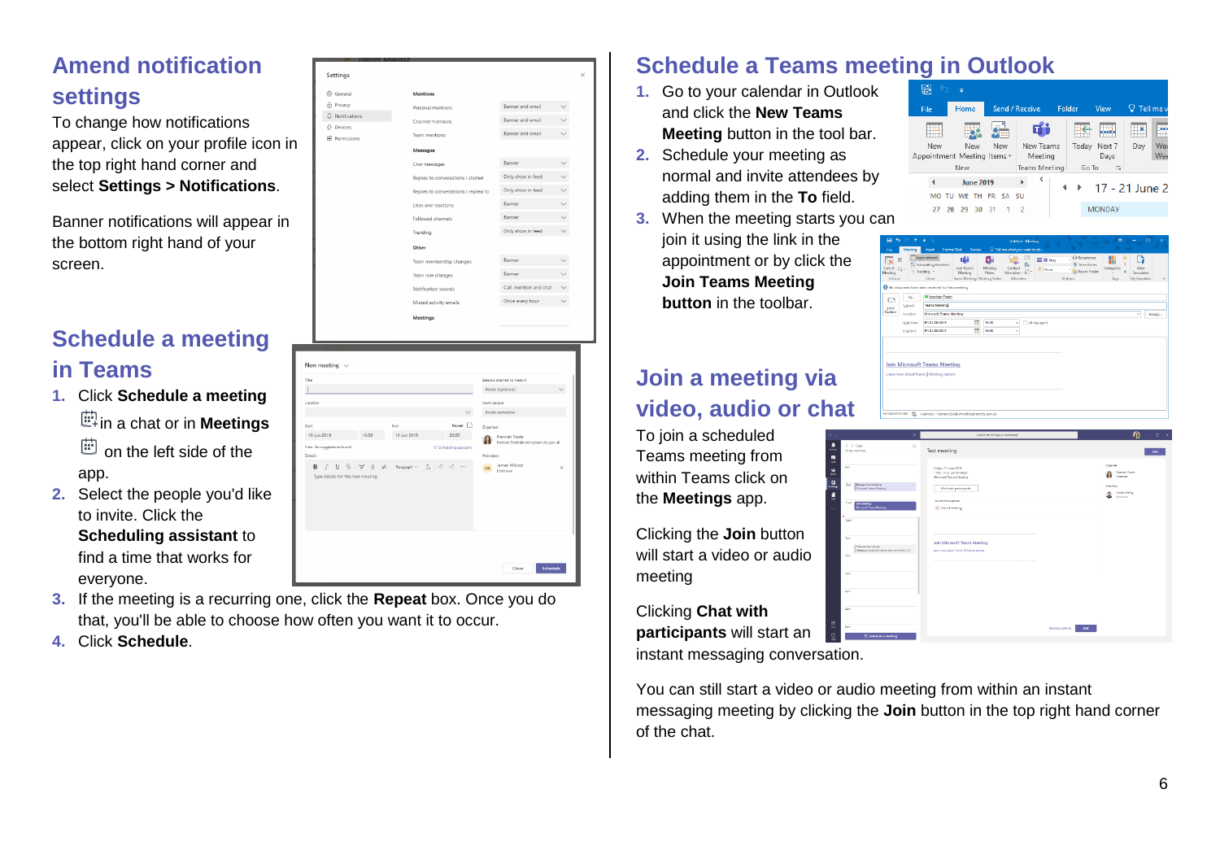## Amend notification settings

To change how notifications appear, click on your profile icon in the top right hand corner and select **Settings > Notifications**.

Banner notifications will appear in the bottom right hand of your screen.

## Schedule a meeting in Teams

1. Click **Schedule a meeting** in a chat or in **Meetings** on the left side of the app.
2. Select the people you'd like to invite. Click the **Scheduling assistant** to find a time that works for everyone.
3. If the meeting is a recurring one, click the **Repeat** box. Once you do that, you'll be able to choose how often you want it to occur.
4. Click **Schedule**.

## Schedule a Teams meeting in Outlook

1. Go to your calendar in Outlook and click the **New Teams Meeting** button in the tool bar.
2. Schedule your meeting as normal and invite attendees by adding them in the **To** field.
3. When the meeting starts you can join it using the link in the appointment or by click the **Join Teams Meeting button** in the toolbar.

## Join a meeting via video, audio or chat

To join a scheduled Teams meeting from within Teams click on the **Meetings** app.

Clicking the **Join** button will start a video or audio meeting

Clicking **Chat with participants** will start an instant messaging conversation.

You can still start a video or audio meeting from within an instant messaging meeting by clicking the **Join** button in the top right hand corner of the chat.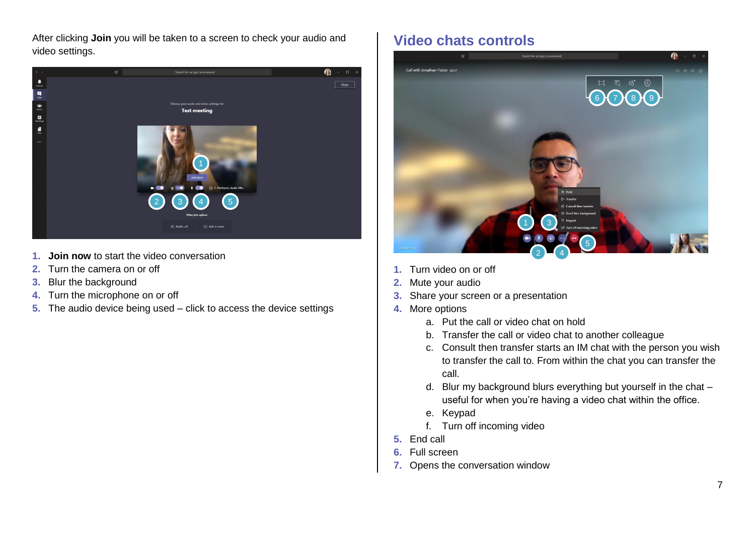After clicking **Join** you will be taken to a screen to check your audio and video settings.

1. **Join now** to start the video conversation
2. Turn the camera on or off
3. Blur the background
4. Turn the microphone on or off
5. The audio device being used – click to access the device settings

## Video chats controls

1. Turn video on or off
2. Mute your audio
3. Share your screen or a presentation
4. More options
   a. Put the call or video chat on hold
   b. Transfer the call or video chat to another colleague
   c. Consult then transfer starts an IM chat with the person you wish to transfer the call to. From within the chat you can transfer the call.
   d. Blur my background blurs everything but yourself in the chat – useful for when you're having a video chat within the office.
   e. Keypad
   f. Turn off incoming video
5. End call
6. Full screen
7. Opens the conversation window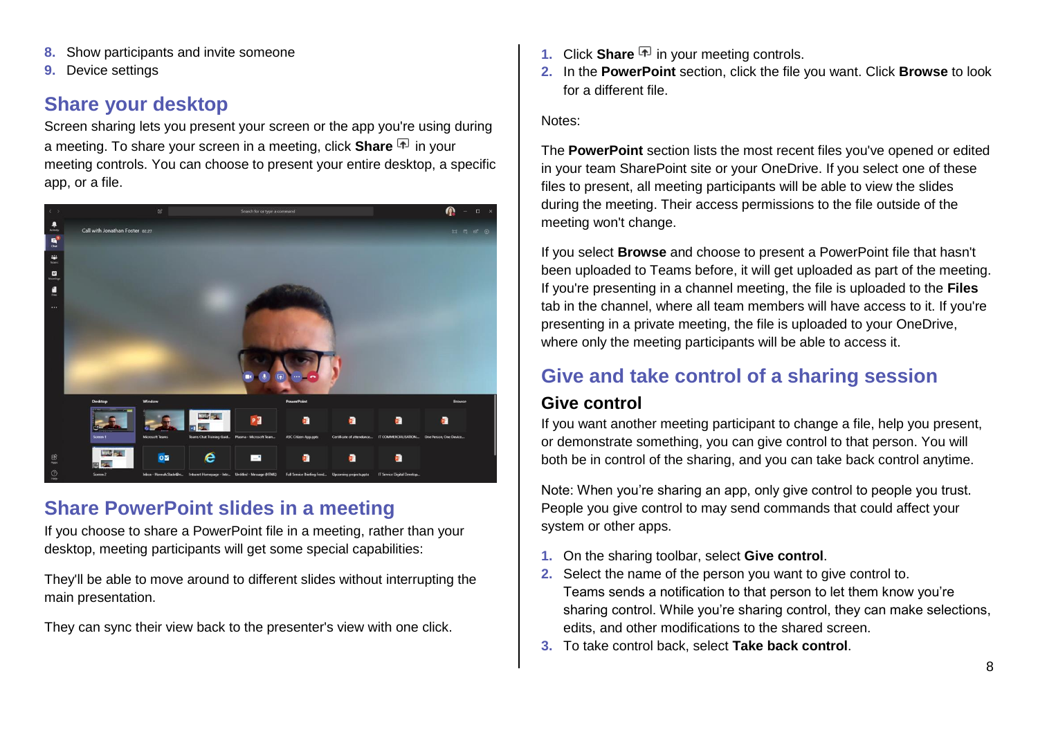8. Show participants and invite someone
9. Device settings

## Share your desktop

Screen sharing lets you present your screen or the app you're using during a meeting. To share your screen in a meeting, click **Share** in your meeting controls. You can choose to present your entire desktop, a specific app, or a file.

## Share PowerPoint slides in a meeting

If you choose to share a PowerPoint file in a meeting, rather than your desktop, meeting participants will get some special capabilities:

They'll be able to move around to different slides without interrupting the main presentation.

They can sync their view back to the presenter's view with one click.

1. Click **Share** in your meeting controls.
2. In the **PowerPoint** section, click the file you want. Click **Browse** to look for a different file.

Notes:

The **PowerPoint** section lists the most recent files you've opened or edited in your team SharePoint site or your OneDrive. If you select one of these files to present, all meeting participants will be able to view the slides during the meeting. Their access permissions to the file outside of the meeting won't change.

If you select **Browse** and choose to present a PowerPoint file that hasn't been uploaded to Teams before, it will get uploaded as part of the meeting. If you're presenting in a channel meeting, the file is uploaded to the **Files** tab in the channel, where all team members will have access to it. If you're presenting in a private meeting, the file is uploaded to your OneDrive, where only the meeting participants will be able to access it.

## Give and take control of a sharing session

### Give control

If you want another meeting participant to change a file, help you present, or demonstrate something, you can give control to that person. You will both be in control of the sharing, and you can take back control anytime.

Note: When you're sharing an app, only give control to people you trust. People you give control to may send commands that could affect your system or other apps.

1. On the sharing toolbar, select **Give control**.
2. Select the name of the person you want to give control to.
   Teams sends a notification to that person to let them know you're sharing control. While you're sharing control, they can make selections, edits, and other modifications to the shared screen.
3. To take control back, select **Take back control**.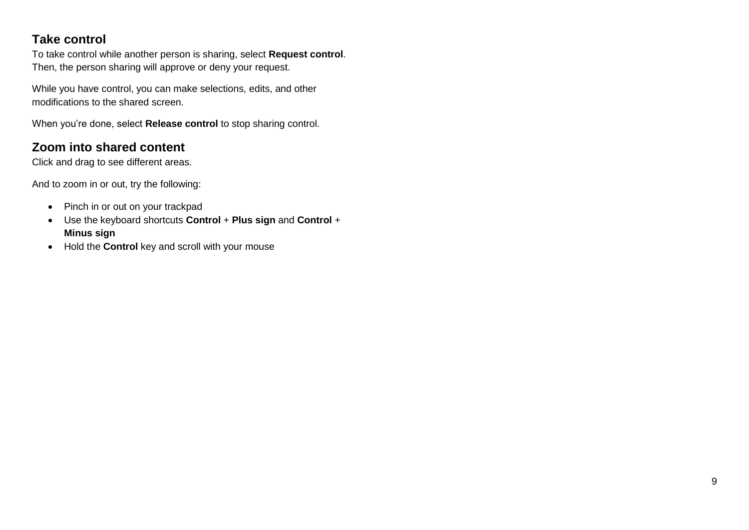## Take control

To take control while another person is sharing, select **Request control**. Then, the person sharing will approve or deny your request.

While you have control, you can make selections, edits, and other modifications to the shared screen.

When you're done, select **Release control** to stop sharing control.

## Zoom into shared content

Click and drag to see different areas.

And to zoom in or out, try the following:

- Pinch in or out on your trackpad
- Use the keyboard shortcuts **Control** + **Plus sign** and **Control** + **Minus sign**
- Hold the **Control** key and scroll with your mouse